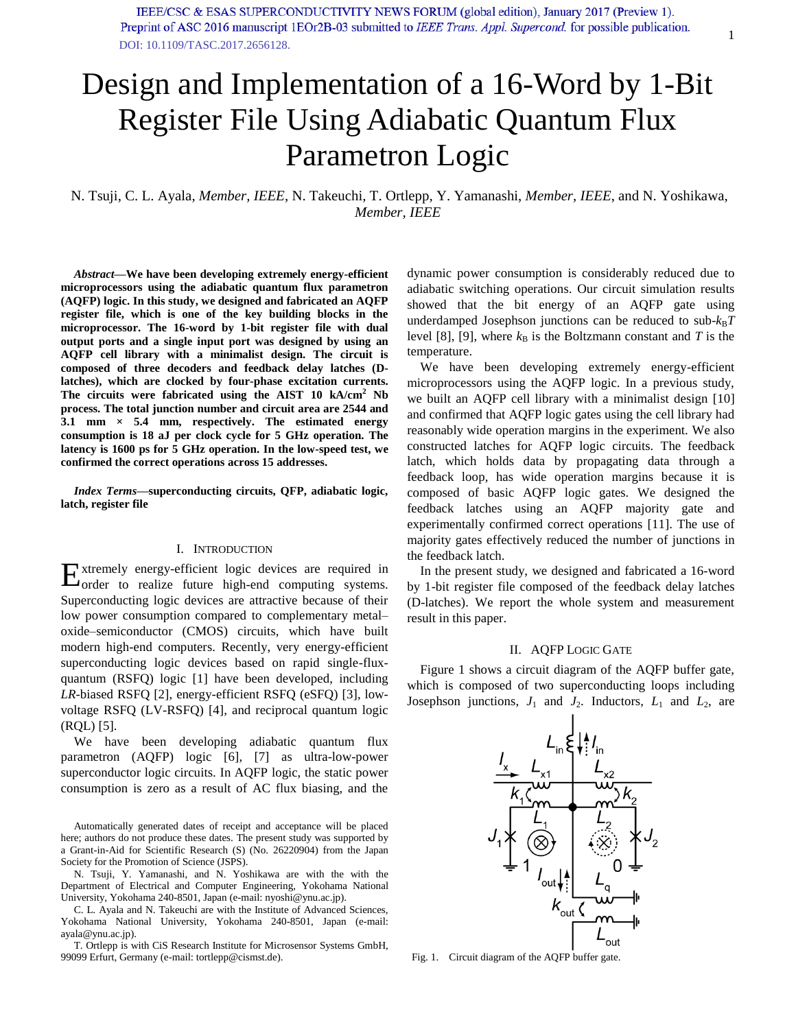# Design and Implementation of a 16-Word by 1-Bit Register File Using Adiabatic Quantum Flux Parametron Logic

N. Tsuji, C. L. Ayala, *Member, IEEE*, N. Takeuchi, T. Ortlepp, Y. Yamanashi, *Member, IEEE*, and N. Yoshikawa, *Member, IEEE*

***Abstract*—We have been developing extremely energy-efficient microprocessors using the adiabatic quantum flux parametron (AQFP) logic. In this study, we designed and fabricated an AQFP register file, which is one of the key building blocks in the microprocessor. The 16-word by 1-bit register file with dual output ports and a single input port was designed by using an AQFP cell library with a minimalist design. The circuit is composed of three decoders and feedback delay latches (D-latches), which are clocked by four-phase excitation currents. The circuits were fabricated using the AIST 10 kA/cm$^2$ Nb process. The total junction number and circuit area are 2544 and 3.1 mm × 5.4 mm, respectively. The estimated energy consumption is 18 aJ per clock cycle for 5 GHz operation. The latency is 1600 ps for 5 GHz operation. In the low-speed test, we confirmed the correct operations across 15 addresses.**

***Index Terms*—superconducting circuits, QFP, adiabatic logic, latch, register file**

## I. Introduction

Extremely energy-efficient logic devices are required in order to realize future high-end computing systems. Superconducting logic devices are attractive because of their low power consumption compared to complementary metal–oxide–semiconductor (CMOS) circuits, which have built modern high-end computers. Recently, very energy-efficient superconducting logic devices based on rapid single-flux-quantum (RSFQ) logic [1] have been developed, including *LR*-biased RSFQ [2], energy-efficient RSFQ (eSFQ) [3], low-voltage RSFQ (LV-RSFQ) [4], and reciprocal quantum logic (RQL) [5].

We have been developing adiabatic quantum flux parametron (AQFP) logic [6], [7] as ultra-low-power superconductor logic circuits. In AQFP logic, the static power consumption is zero as a result of AC flux biasing, and the dynamic power consumption is considerably reduced due to adiabatic switching operations. Our circuit simulation results showed that the bit energy of an AQFP gate using underdamped Josephson junctions can be reduced to sub-$k_B T$ level [8], [9], where $k_B$ is the Boltzmann constant and $T$ is the temperature.

We have been developing extremely energy-efficient microprocessors using the AQFP logic. In a previous study, we built an AQFP cell library with a minimalist design [10] and confirmed that AQFP logic gates using the cell library had reasonably wide operation margins in the experiment. We also constructed latches for AQFP logic circuits. The feedback latch, which holds data by propagating data through a feedback loop, has wide operation margins because it is composed of basic AQFP logic gates. We designed the feedback latches using an AQFP majority gate and experimentally confirmed correct operations [11]. The use of majority gates effectively reduced the number of junctions in the feedback latch.

In the present study, we designed and fabricated a 16-word by 1-bit register file composed of the feedback delay latches (D-latches). We report the whole system and measurement result in this paper.

## II. AQFP Logic Gate

Figure 1 shows a circuit diagram of the AQFP buffer gate, which is composed of two superconducting loops including Josephson junctions, $J_1$ and $J_2$. Inductors, $L_1$ and $L_2$, are

Fig. 1. Circuit diagram of the AQFP buffer gate.

Automatically generated dates of receipt and acceptance will be placed here; authors do not produce these dates. The present study was supported by a Grant-in-Aid for Scientific Research (S) (No. 26220904) from the Japan Society for the Promotion of Science (JSPS).

N. Tsuji, Y. Yamanashi, and N. Yoshikawa are with the with the Department of Electrical and Computer Engineering, Yokohama National University, Yokohama 240-8501, Japan (e-mail: nyoshi@ynu.ac.jp).

C. L. Ayala and N. Takeuchi are with the Institute of Advanced Sciences, Yokohama National University, Yokohama 240-8501, Japan (e-mail: ayala@ynu.ac.jp).

T. Ortlepp is with CiS Research Institute for Microsensor Systems GmbH, 99099 Erfurt, Germany (e-mail: tortlepp@cismst.de).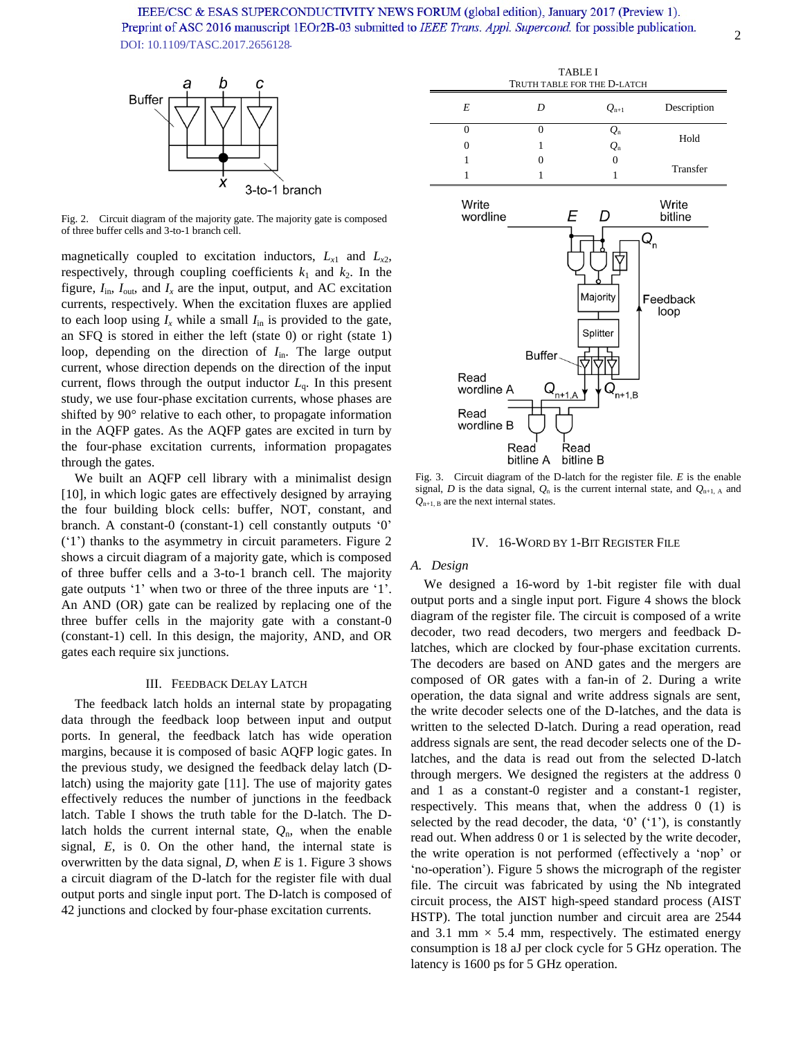Fig. 2. Circuit diagram of the majority gate. The majority gate is composed of three buffer cells and 3-to-1 branch cell.

magnetically coupled to excitation inductors, $L_{x1}$ and $L_{x2}$, respectively, through coupling coefficients $k_1$ and $k_2$. In the figure, $I_{in}$, $I_{out}$, and $I_x$ are the input, output, and AC excitation currents, respectively. When the excitation fluxes are applied to each loop using $I_x$ while a small $I_{in}$ is provided to the gate, an SFQ is stored in either the left (state 0) or right (state 1) loop, depending on the direction of $I_{in}$. The large output current, whose direction depends on the direction of the input current, flows through the output inductor $L_q$. In this present study, we use four-phase excitation currents, whose phases are shifted by 90° relative to each other, to propagate information in the AQFP gates. As the AQFP gates are excited in turn by the four-phase excitation currents, information propagates through the gates.

We built an AQFP cell library with a minimalist design [10], in which logic gates are effectively designed by arraying the four building block cells: buffer, NOT, constant, and branch. A constant-0 (constant-1) cell constantly outputs '0' ('1') thanks to the asymmetry in circuit parameters. Figure 2 shows a circuit diagram of a majority gate, which is composed of three buffer cells and a 3-to-1 branch cell. The majority gate outputs '1' when two or three of the three inputs are '1'. An AND (OR) gate can be realized by replacing one of the three buffer cells in the majority gate with a constant-0 (constant-1) cell. In this design, the majority, AND, and OR gates each require six junctions.

## III. Feedback Delay Latch

The feedback latch holds an internal state by propagating data through the feedback loop between input and output ports. In general, the feedback latch has wide operation margins, because it is composed of basic AQFP logic gates. In the previous study, we designed the feedback delay latch (D-latch) using the majority gate [11]. The use of majority gates effectively reduces the number of junctions in the feedback latch. Table I shows the truth table for the D-latch. The D-latch holds the current internal state, $Q_n$, when the enable signal, $E$, is 0. On the other hand, the internal state is overwritten by the data signal, $D$, when $E$ is 1. Figure 3 shows a circuit diagram of the D-latch for the register file with dual output ports and single input port. The D-latch is composed of 42 junctions and clocked by four-phase excitation currents.

TABLE I
Truth Table for the D-Latch

| $E$ | $D$ | $Q_{n+1}$ | Description |
|---|---|---|---|
| 0 | 0 | $Q_n$ | Hold |
| 0 | 1 | $Q_n$ | |
| 1 | 0 | 0 | Transfer |
| 1 | 1 | 1 | |

Fig. 3. Circuit diagram of the D-latch for the register file. $E$ is the enable signal, $D$ is the data signal, $Q_n$ is the current internal state, and $Q_{n+1,\,A}$ and $Q_{n+1,\,B}$ are the next internal states.

## IV. 16-Word by 1-Bit Register File

### A. Design

We designed a 16-word by 1-bit register file with dual output ports and a single input port. Figure 4 shows the block diagram of the register file. The circuit is composed of a write decoder, two read decoders, two mergers and feedback D-latches, which are clocked by four-phase excitation currents. The decoders are based on AND gates and the mergers are composed of OR gates with a fan-in of 2. During a write operation, the data signal and write address signals are sent, the write decoder selects one of the D-latches, and the data is written to the selected D-latch. During a read operation, read address signals are sent, the read decoder selects one of the D-latches, and the data is read out from the selected D-latch through mergers. We designed the registers at the address 0 and 1 as a constant-0 register and a constant-1 register, respectively. This means that, when the address 0 (1) is selected by the read decoder, the data, '0' ('1'), is constantly read out. When address 0 or 1 is selected by the write decoder, the write operation is not performed (effectively a 'nop' or 'no-operation'). Figure 5 shows the micrograph of the register file. The circuit was fabricated by using the Nb integrated circuit process, the AIST high-speed standard process (AIST HSTP). The total junction number and circuit area are 2544 and 3.1 mm × 5.4 mm, respectively. The estimated energy consumption is 18 aJ per clock cycle for 5 GHz operation. The latency is 1600 ps for 5 GHz operation.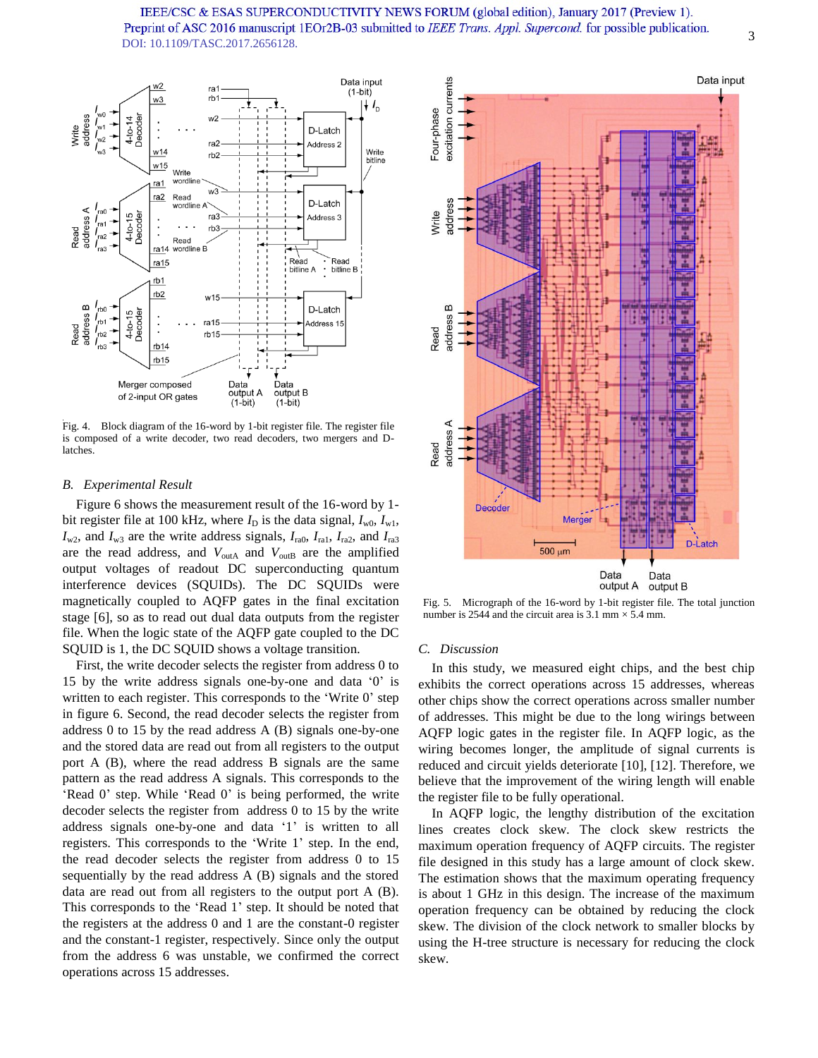Fig. 4. Block diagram of the 16-word by 1-bit register file. The register file is composed of a write decoder, two read decoders, two mergers and D-latches.

### B. Experimental Result

Figure 6 shows the measurement result of the 16-word by 1-bit register file at 100 kHz, where $I_D$ is the data signal, $I_{w0}$, $I_{w1}$, $I_{w2}$, and $I_{w3}$ are the write address signals, $I_{ra0}$, $I_{ra1}$, $I_{ra2}$, and $I_{ra3}$ are the read address, and $V_{outA}$ and $V_{outB}$ are the amplified output voltages of readout DC superconducting quantum interference devices (SQUIDs). The DC SQUIDs were magnetically coupled to AQFP gates in the final excitation stage [6], so as to read out dual data outputs from the register file. When the logic state of the AQFP gate coupled to the DC SQUID is 1, the DC SQUID shows a voltage transition.

First, the write decoder selects the register from address 0 to 15 by the write address signals one-by-one and data '0' is written to each register. This corresponds to the 'Write 0' step in figure 6. Second, the read decoder selects the register from address 0 to 15 by the read address A (B) signals one-by-one and the stored data are read out from all registers to the output port A (B), where the read address B signals are the same pattern as the read address A signals. This corresponds to the 'Read 0' step. While 'Read 0' is being performed, the write decoder selects the register from address 0 to 15 by the write address signals one-by-one and data '1' is written to all registers. This corresponds to the 'Write 1' step. In the end, the read decoder selects the register from address 0 to 15 sequentially by the read address A (B) signals and the stored data are read out from all registers to the output port A (B). This corresponds to the 'Read 1' step. It should be noted that the registers at the address 0 and 1 are the constant-0 register and the constant-1 register, respectively. Since only the output from the address 6 was unstable, we confirmed the correct operations across 15 addresses.

Fig. 5. Micrograph of the 16-word by 1-bit register file. The total junction number is 2544 and the circuit area is 3.1 mm × 5.4 mm.

### C. Discussion

In this study, we measured eight chips, and the best chip exhibits the correct operations across 15 addresses, whereas other chips show the correct operations across smaller number of addresses. This might be due to the long wirings between AQFP logic gates in the register file. In AQFP logic, as the wiring becomes longer, the amplitude of signal currents is reduced and circuit yields deteriorate [10], [12]. Therefore, we believe that the improvement of the wiring length will enable the register file to be fully operational.

In AQFP logic, the lengthy distribution of the excitation lines creates clock skew. The clock skew restricts the maximum operation frequency of AQFP circuits. The register file designed in this study has a large amount of clock skew. The estimation shows that the maximum operating frequency is about 1 GHz in this design. The increase of the maximum operation frequency can be obtained by reducing the clock skew. The division of the clock network to smaller blocks by using the H-tree structure is necessary for reducing the clock skew.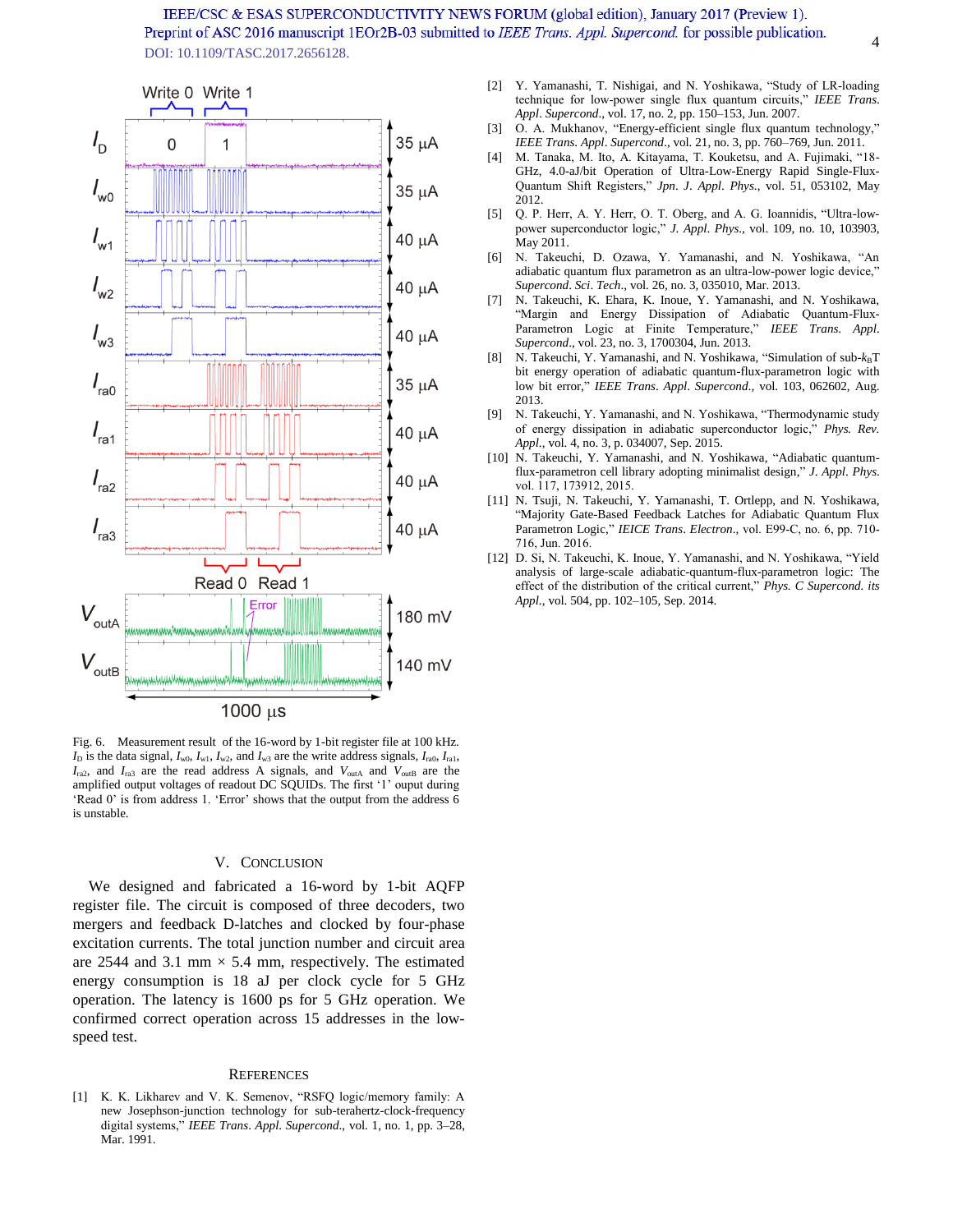Write 0 Write 1

$I_D$ 0 1 35 μA

$I_{w0}$ 35 μA

$I_{w1}$ 40 μA

$I_{w2}$ 40 μA

$I_{w3}$ 40 μA

$I_{ra0}$ 35 μA

$I_{ra1}$ 40 μA

$I_{ra2}$ 40 μA

$I_{ra3}$ 40 μA

Read 0 Read 1

$V_{outA}$ Error 180 mV

$V_{outB}$ 140 mV

1000 μs

Fig. 6. Measurement result of the 16-word by 1-bit register file at 100 kHz. $I_D$ is the data signal, $I_{w0}$, $I_{w1}$, $I_{w2}$, and $I_{w3}$ are the write address signals, $I_{ra0}$, $I_{ra1}$, $I_{ra2}$, and $I_{ra3}$ are the read address A signals, and $V_{outA}$ and $V_{outB}$ are the amplified output voltages of readout DC SQUIDs. The first '1' ouput during 'Read 0' is from address 1. 'Error' shows that the output from the address 6 is unstable.

## V. Conclusion

We designed and fabricated a 16-word by 1-bit AQFP register file. The circuit is composed of three decoders, two mergers and feedback D-latches and clocked by four-phase excitation currents. The total junction number and circuit area are 2544 and 3.1 mm × 5.4 mm, respectively. The estimated energy consumption is 18 aJ per clock cycle for 5 GHz operation. The latency is 1600 ps for 5 GHz operation. We confirmed correct operation across 15 addresses in the low-speed test.

## References

[1] K. K. Likharev and V. K. Semenov, "RSFQ logic/memory family: A new Josephson-junction technology for sub-terahertz-clock-frequency digital systems," *IEEE Trans. Appl. Supercond.*, vol. 1, no. 1, pp. 3–28, Mar. 1991.

[2] Y. Yamanashi, T. Nishigai, and N. Yoshikawa, "Study of LR-loading technique for low-power single flux quantum circuits," *IEEE Trans. Appl. Supercond.*, vol. 17, no. 2, pp. 150–153, Jun. 2007.

[3] O. A. Mukhanov, "Energy-efficient single flux quantum technology," *IEEE Trans. Appl. Supercond.*, vol. 21, no. 3, pp. 760–769, Jun. 2011.

[4] M. Tanaka, M. Ito, A. Kitayama, T. Kouketsu, and A. Fujimaki, "18-GHz, 4.0-aJ/bit Operation of Ultra-Low-Energy Rapid Single-Flux-Quantum Shift Registers," *Jpn. J. Appl. Phys.*, vol. 51, 053102, May 2012.

[5] Q. P. Herr, A. Y. Herr, O. T. Oberg, and A. G. Ioannidis, "Ultra-low-power superconductor logic," *J. Appl. Phys.*, vol. 109, no. 10, 103903, May 2011.

[6] N. Takeuchi, D. Ozawa, Y. Yamanashi, and N. Yoshikawa, "An adiabatic quantum flux parametron as an ultra-low-power logic device," *Supercond. Sci. Tech.*, vol. 26, no. 3, 035010, Mar. 2013.

[7] N. Takeuchi, K. Ehara, K. Inoue, Y. Yamanashi, and N. Yoshikawa, "Margin and Energy Dissipation of Adiabatic Quantum-Flux-Parametron Logic at Finite Temperature," *IEEE Trans. Appl. Supercond.*, vol. 23, no. 3, 1700304, Jun. 2013.

[8] N. Takeuchi, Y. Yamanashi, and N. Yoshikawa, "Simulation of sub-$k_B$T bit energy operation of adiabatic quantum-flux-parametron logic with low bit error," *IEEE Trans. Appl. Supercond.*, vol. 103, 062602, Aug. 2013.

[9] N. Takeuchi, Y. Yamanashi, and N. Yoshikawa, "Thermodynamic study of energy dissipation in adiabatic superconductor logic," *Phys. Rev. Appl.*, vol. 4, no. 3, p. 034007, Sep. 2015.

[10] N. Takeuchi, Y. Yamanashi, and N. Yoshikawa, "Adiabatic quantum-flux-parametron cell library adopting minimalist design," *J. Appl. Phys.* vol. 117, 173912, 2015.

[11] N. Tsuji, N. Takeuchi, Y. Yamanashi, T. Ortlepp, and N. Yoshikawa, "Majority Gate-Based Feedback Latches for Adiabatic Quantum Flux Parametron Logic," *IEICE Trans. Electron.*, vol. E99-C, no. 6, pp. 710-716, Jun. 2016.

[12] D. Si, N. Takeuchi, K. Inoue, Y. Yamanashi, and N. Yoshikawa, "Yield analysis of large-scale adiabatic-quantum-flux-parametron logic: The effect of the distribution of the critical current," *Phys. C Supercond. its Appl.*, vol. 504, pp. 102–105, Sep. 2014.